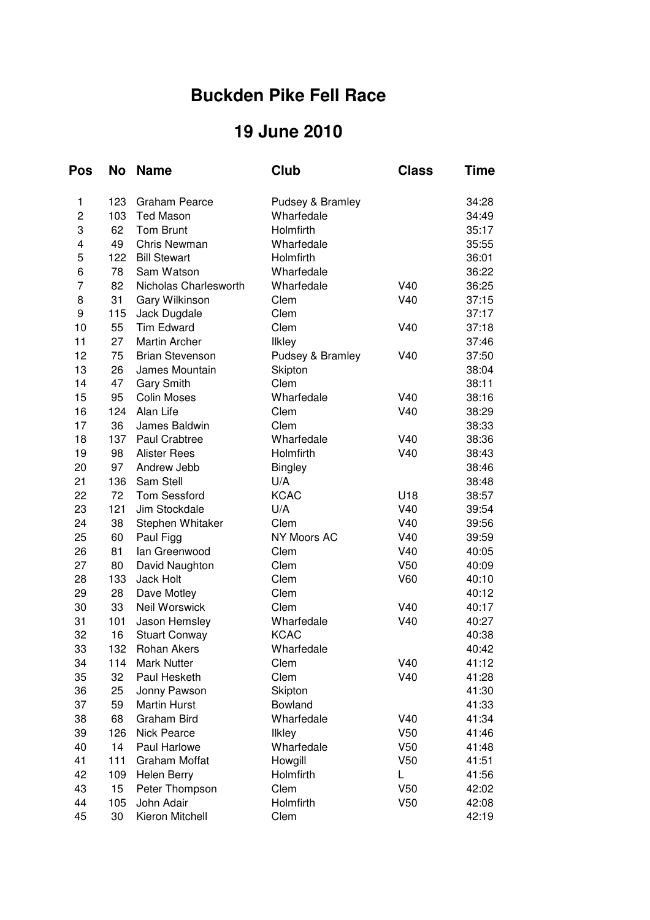# Buckden Pike Fell Race

## 19 June 2010

| Pos | No | Name | Club | Class | Time |
|---|---|---|---|---|---|
| 1 | 123 | Graham Pearce | Pudsey & Bramley | | 34:28 |
| 2 | 103 | Ted Mason | Wharfedale | | 34:49 |
| 3 | 62 | Tom Brunt | Holmfirth | | 35:17 |
| 4 | 49 | Chris Newman | Wharfedale | | 35:55 |
| 5 | 122 | Bill Stewart | Holmfirth | | 36:01 |
| 6 | 78 | Sam Watson | Wharfedale | | 36:22 |
| 7 | 82 | Nicholas Charlesworth | Wharfedale | V40 | 36:25 |
| 8 | 31 | Gary Wilkinson | Clem | V40 | 37:15 |
| 9 | 115 | Jack Dugdale | Clem | | 37:17 |
| 10 | 55 | Tim Edward | Clem | V40 | 37:18 |
| 11 | 27 | Martin Archer | Ilkley | | 37:46 |
| 12 | 75 | Brian Stevenson | Pudsey & Bramley | V40 | 37:50 |
| 13 | 26 | James Mountain | Skipton | | 38:04 |
| 14 | 47 | Gary Smith | Clem | | 38:11 |
| 15 | 95 | Colin Moses | Wharfedale | V40 | 38:16 |
| 16 | 124 | Alan Life | Clem | V40 | 38:29 |
| 17 | 36 | James Baldwin | Clem | | 38:33 |
| 18 | 137 | Paul Crabtree | Wharfedale | V40 | 38:36 |
| 19 | 98 | Alister Rees | Holmfirth | V40 | 38:43 |
| 20 | 97 | Andrew Jebb | Bingley | | 38:46 |
| 21 | 136 | Sam Stell | U/A | | 38:48 |
| 22 | 72 | Tom Sessford | KCAC | U18 | 38:57 |
| 23 | 121 | Jim Stockdale | U/A | V40 | 39:54 |
| 24 | 38 | Stephen Whitaker | Clem | V40 | 39:56 |
| 25 | 60 | Paul Figg | NY Moors AC | V40 | 39:59 |
| 26 | 81 | Ian Greenwood | Clem | V40 | 40:05 |
| 27 | 80 | David Naughton | Clem | V50 | 40:09 |
| 28 | 133 | Jack Holt | Clem | V60 | 40:10 |
| 29 | 28 | Dave Motley | Clem | | 40:12 |
| 30 | 33 | Neil Worswick | Clem | V40 | 40:17 |
| 31 | 101 | Jason Hemsley | Wharfedale | V40 | 40:27 |
| 32 | 16 | Stuart Conway | KCAC | | 40:38 |
| 33 | 132 | Rohan Akers | Wharfedale | | 40:42 |
| 34 | 114 | Mark Nutter | Clem | V40 | 41:12 |
| 35 | 32 | Paul Hesketh | Clem | V40 | 41:28 |
| 36 | 25 | Jonny Pawson | Skipton | | 41:30 |
| 37 | 59 | Martin Hurst | Bowland | | 41:33 |
| 38 | 68 | Graham Bird | Wharfedale | V40 | 41:34 |
| 39 | 126 | Nick Pearce | Ilkley | V50 | 41:46 |
| 40 | 14 | Paul Harlowe | Wharfedale | V50 | 41:48 |
| 41 | 111 | Graham Moffat | Howgill | V50 | 41:51 |
| 42 | 109 | Helen Berry | Holmfirth | L | 41:56 |
| 43 | 15 | Peter Thompson | Clem | V50 | 42:02 |
| 44 | 105 | John Adair | Holmfirth | V50 | 42:08 |
| 45 | 30 | Kieron Mitchell | Clem | | 42:19 |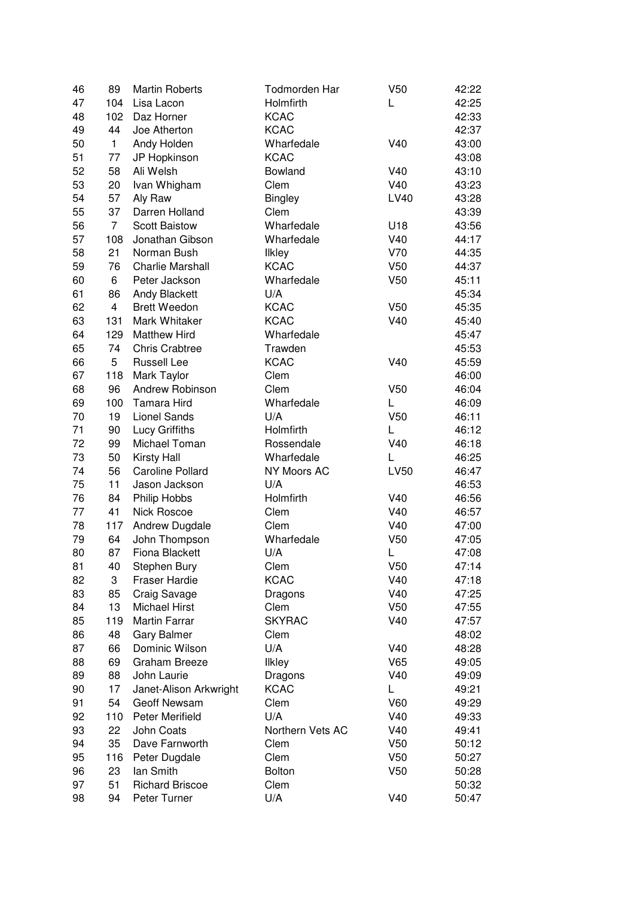| | | | | | |
|---|---|---|---|---|---|
| 46 | 89 | Martin Roberts | Todmorden Har | V50 | 42:22 |
| 47 | 104 | Lisa Lacon | Holmfirth | L | 42:25 |
| 48 | 102 | Daz Horner | KCAC | | 42:33 |
| 49 | 44 | Joe Atherton | KCAC | | 42:37 |
| 50 | 1 | Andy Holden | Wharfedale | V40 | 43:00 |
| 51 | 77 | JP Hopkinson | KCAC | | 43:08 |
| 52 | 58 | Ali Welsh | Bowland | V40 | 43:10 |
| 53 | 20 | Ivan Whigham | Clem | V40 | 43:23 |
| 54 | 57 | Aly Raw | Bingley | LV40 | 43:28 |
| 55 | 37 | Darren Holland | Clem | | 43:39 |
| 56 | 7 | Scott Baistow | Wharfedale | U18 | 43:56 |
| 57 | 108 | Jonathan Gibson | Wharfedale | V40 | 44:17 |
| 58 | 21 | Norman Bush | Ilkley | V70 | 44:35 |
| 59 | 76 | Charlie Marshall | KCAC | V50 | 44:37 |
| 60 | 6 | Peter Jackson | Wharfedale | V50 | 45:11 |
| 61 | 86 | Andy Blackett | U/A | | 45:34 |
| 62 | 4 | Brett Weedon | KCAC | V50 | 45:35 |
| 63 | 131 | Mark Whitaker | KCAC | V40 | 45:40 |
| 64 | 129 | Matthew Hird | Wharfedale | | 45:47 |
| 65 | 74 | Chris Crabtree | Trawden | | 45:53 |
| 66 | 5 | Russell Lee | KCAC | V40 | 45:59 |
| 67 | 118 | Mark Taylor | Clem | | 46:00 |
| 68 | 96 | Andrew Robinson | Clem | V50 | 46:04 |
| 69 | 100 | Tamara Hird | Wharfedale | L | 46:09 |
| 70 | 19 | Lionel Sands | U/A | V50 | 46:11 |
| 71 | 90 | Lucy Griffiths | Holmfirth | L | 46:12 |
| 72 | 99 | Michael Toman | Rossendale | V40 | 46:18 |
| 73 | 50 | Kirsty Hall | Wharfedale | L | 46:25 |
| 74 | 56 | Caroline Pollard | NY Moors AC | LV50 | 46:47 |
| 75 | 11 | Jason Jackson | U/A | | 46:53 |
| 76 | 84 | Philip Hobbs | Holmfirth | V40 | 46:56 |
| 77 | 41 | Nick Roscoe | Clem | V40 | 46:57 |
| 78 | 117 | Andrew Dugdale | Clem | V40 | 47:00 |
| 79 | 64 | John Thompson | Wharfedale | V50 | 47:05 |
| 80 | 87 | Fiona Blackett | U/A | L | 47:08 |
| 81 | 40 | Stephen Bury | Clem | V50 | 47:14 |
| 82 | 3 | Fraser Hardie | KCAC | V40 | 47:18 |
| 83 | 85 | Craig Savage | Dragons | V40 | 47:25 |
| 84 | 13 | Michael Hirst | Clem | V50 | 47:55 |
| 85 | 119 | Martin Farrar | SKYRAC | V40 | 47:57 |
| 86 | 48 | Gary Balmer | Clem | | 48:02 |
| 87 | 66 | Dominic Wilson | U/A | V40 | 48:28 |
| 88 | 69 | Graham Breeze | Ilkley | V65 | 49:05 |
| 89 | 88 | John Laurie | Dragons | V40 | 49:09 |
| 90 | 17 | Janet-Alison Arkwright | KCAC | L | 49:21 |
| 91 | 54 | Geoff Newsam | Clem | V60 | 49:29 |
| 92 | 110 | Peter Merifield | U/A | V40 | 49:33 |
| 93 | 22 | John Coats | Northern Vets AC | V40 | 49:41 |
| 94 | 35 | Dave Farnworth | Clem | V50 | 50:12 |
| 95 | 116 | Peter Dugdale | Clem | V50 | 50:27 |
| 96 | 23 | Ian Smith | Bolton | V50 | 50:28 |
| 97 | 51 | Richard Briscoe | Clem | | 50:32 |
| 98 | 94 | Peter Turner | U/A | V40 | 50:47 |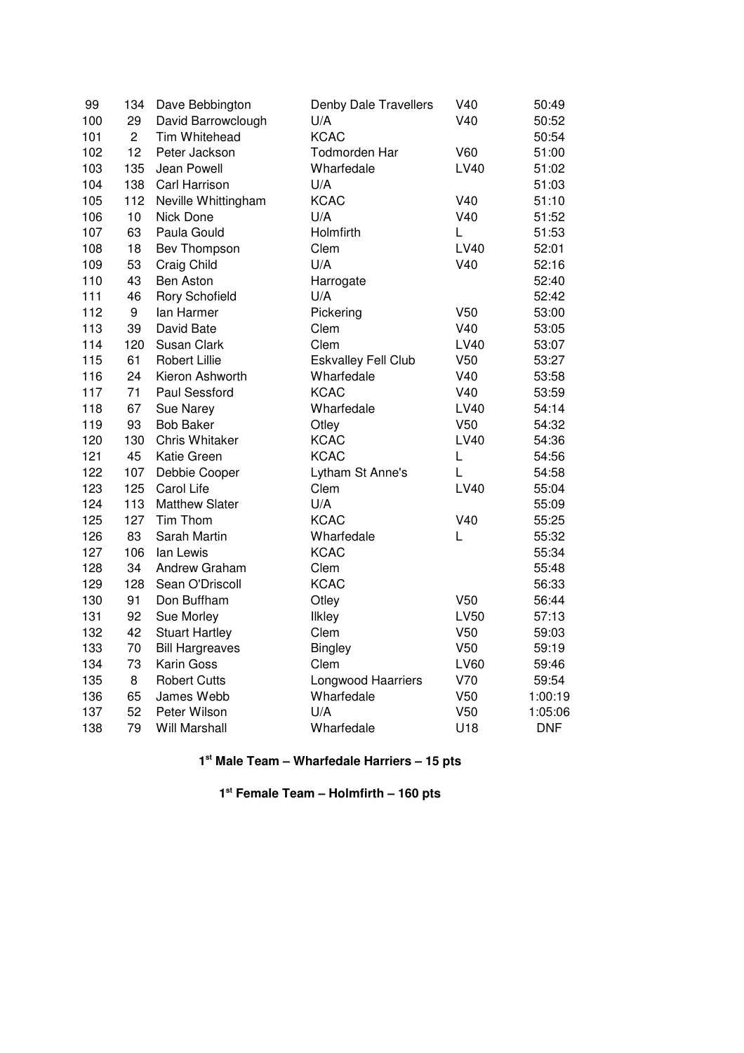| | | | | | |
|---|---|---|---|---|---|
| 99 | 134 | Dave Bebbington | Denby Dale Travellers | V40 | 50:49 |
| 100 | 29 | David Barrowclough | U/A | V40 | 50:52 |
| 101 | 2 | Tim Whitehead | KCAC | | 50:54 |
| 102 | 12 | Peter Jackson | Todmorden Har | V60 | 51:00 |
| 103 | 135 | Jean Powell | Wharfedale | LV40 | 51:02 |
| 104 | 138 | Carl Harrison | U/A | | 51:03 |
| 105 | 112 | Neville Whittingham | KCAC | V40 | 51:10 |
| 106 | 10 | Nick Done | U/A | V40 | 51:52 |
| 107 | 63 | Paula Gould | Holmfirth | L | 51:53 |
| 108 | 18 | Bev Thompson | Clem | LV40 | 52:01 |
| 109 | 53 | Craig Child | U/A | V40 | 52:16 |
| 110 | 43 | Ben Aston | Harrogate | | 52:40 |
| 111 | 46 | Rory Schofield | U/A | | 52:42 |
| 112 | 9 | Ian Harmer | Pickering | V50 | 53:00 |
| 113 | 39 | David Bate | Clem | V40 | 53:05 |
| 114 | 120 | Susan Clark | Clem | LV40 | 53:07 |
| 115 | 61 | Robert Lillie | Eskvalley Fell Club | V50 | 53:27 |
| 116 | 24 | Kieron Ashworth | Wharfedale | V40 | 53:58 |
| 117 | 71 | Paul Sessford | KCAC | V40 | 53:59 |
| 118 | 67 | Sue Narey | Wharfedale | LV40 | 54:14 |
| 119 | 93 | Bob Baker | Otley | V50 | 54:32 |
| 120 | 130 | Chris Whitaker | KCAC | LV40 | 54:36 |
| 121 | 45 | Katie Green | KCAC | L | 54:56 |
| 122 | 107 | Debbie Cooper | Lytham St Anne's | L | 54:58 |
| 123 | 125 | Carol Life | Clem | LV40 | 55:04 |
| 124 | 113 | Matthew Slater | U/A | | 55:09 |
| 125 | 127 | Tim Thom | KCAC | V40 | 55:25 |
| 126 | 83 | Sarah Martin | Wharfedale | L | 55:32 |
| 127 | 106 | Ian Lewis | KCAC | | 55:34 |
| 128 | 34 | Andrew Graham | Clem | | 55:48 |
| 129 | 128 | Sean O'Driscoll | KCAC | | 56:33 |
| 130 | 91 | Don Buffham | Otley | V50 | 56:44 |
| 131 | 92 | Sue Morley | Ilkley | LV50 | 57:13 |
| 132 | 42 | Stuart Hartley | Clem | V50 | 59:03 |
| 133 | 70 | Bill Hargreaves | Bingley | V50 | 59:19 |
| 134 | 73 | Karin Goss | Clem | LV60 | 59:46 |
| 135 | 8 | Robert Cutts | Longwood Haarriers | V70 | 59:54 |
| 136 | 65 | James Webb | Wharfedale | V50 | 1:00:19 |
| 137 | 52 | Peter Wilson | U/A | V50 | 1:05:06 |
| 138 | 79 | Will Marshall | Wharfedale | U18 | DNF |

**1st Male Team – Wharfedale Harriers – 15 pts**

**1st Female Team – Holmfirth – 160 pts**